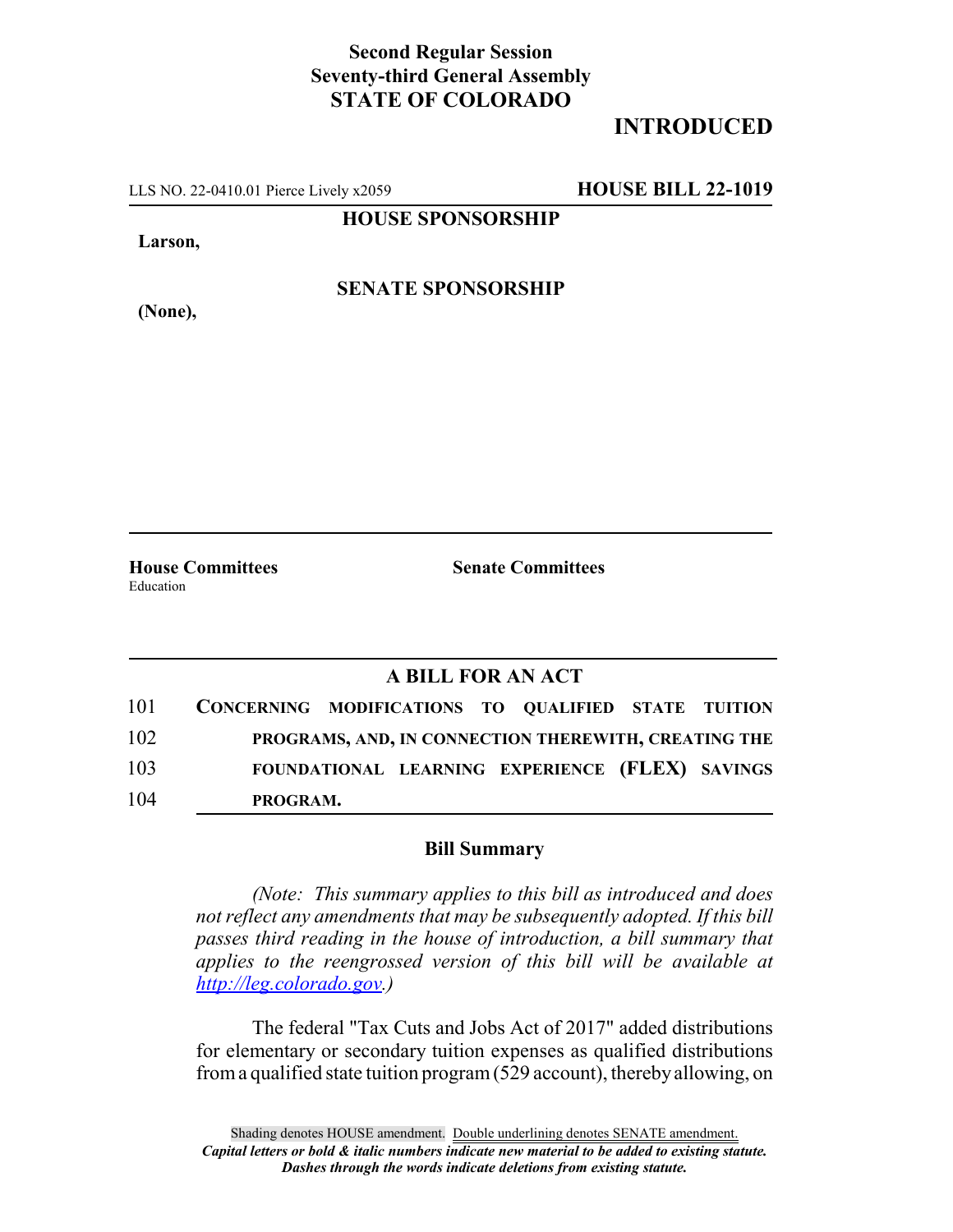**Second Regular Session**
**Seventy-third General Assembly**
**STATE OF COLORADO**

# INTRODUCED

LLS NO. 22-0410.01 Pierce Lively x2059 **HOUSE BILL 22-1019**

**HOUSE SPONSORSHIP**

**Larson,**

**SENATE SPONSORSHIP**

**(None),**

**House Committees**
Education

**Senate Committees**

## A BILL FOR AN ACT

101 **CONCERNING MODIFICATIONS TO QUALIFIED STATE TUITION**
102 **PROGRAMS, AND, IN CONNECTION THEREWITH, CREATING THE**
103 **FOUNDATIONAL LEARNING EXPERIENCE (FLEX) SAVINGS**
104 **PROGRAM.**

### Bill Summary

*(Note: This summary applies to this bill as introduced and does not reflect any amendments that may be subsequently adopted. If this bill passes third reading in the house of introduction, a bill summary that applies to the reengrossed version of this bill will be available at http://leg.colorado.gov.)*

The federal "Tax Cuts and Jobs Act of 2017" added distributions for elementary or secondary tuition expenses as qualified distributions from a qualified state tuition program (529 account), thereby allowing, on

Shading denotes HOUSE amendment. Double underlining denotes SENATE amendment.
*Capital letters or bold & italic numbers indicate new material to be added to existing statute.*
*Dashes through the words indicate deletions from existing statute.*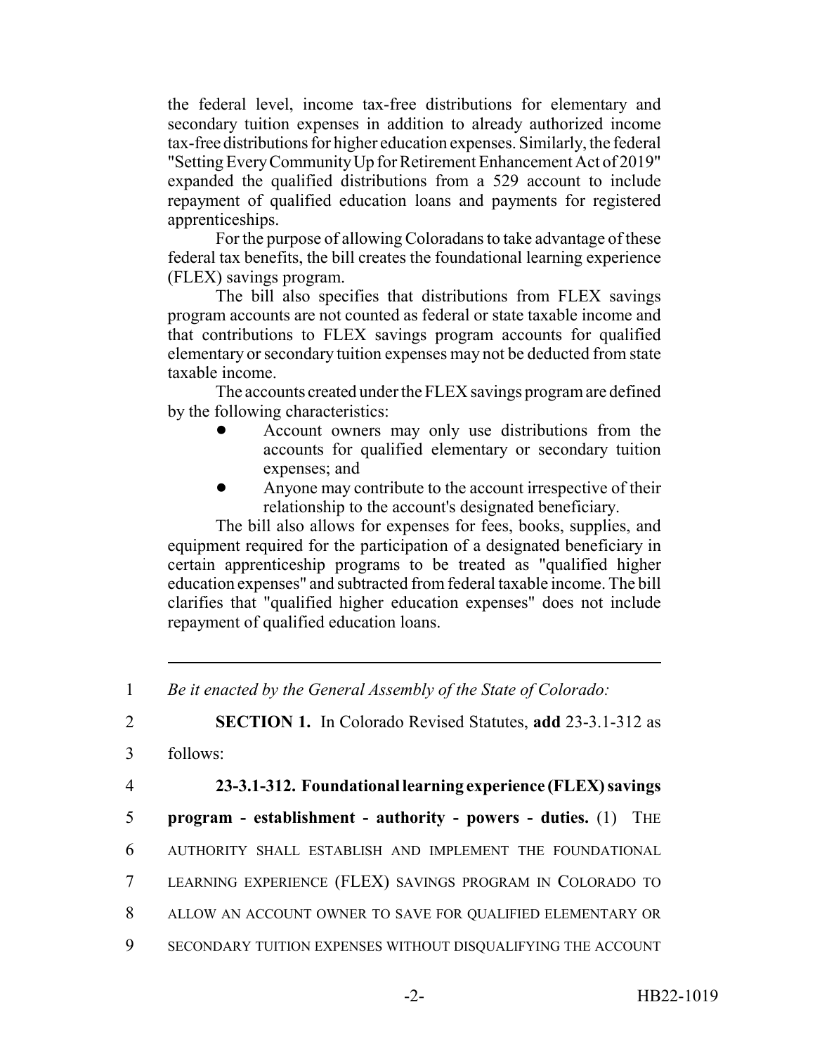the federal level, income tax-free distributions for elementary and secondary tuition expenses in addition to already authorized income tax-free distributions for higher education expenses. Similarly, the federal "Setting Every Community Up for Retirement Enhancement Act of 2019" expanded the qualified distributions from a 529 account to include repayment of qualified education loans and payments for registered apprenticeships.

For the purpose of allowing Coloradans to take advantage of these federal tax benefits, the bill creates the foundational learning experience (FLEX) savings program.

The bill also specifies that distributions from FLEX savings program accounts are not counted as federal or state taxable income and that contributions to FLEX savings program accounts for qualified elementary or secondary tuition expenses may not be deducted from state taxable income.

The accounts created under the FLEX savings program are defined by the following characteristics:

- Account owners may only use distributions from the accounts for qualified elementary or secondary tuition expenses; and
- Anyone may contribute to the account irrespective of their relationship to the account's designated beneficiary.

The bill also allows for expenses for fees, books, supplies, and equipment required for the participation of a designated beneficiary in certain apprenticeship programs to be treated as "qualified higher education expenses" and subtracted from federal taxable income. The bill clarifies that "qualified higher education expenses" does not include repayment of qualified education loans.

---

1 *Be it enacted by the General Assembly of the State of Colorado:*

2 **SECTION 1.** In Colorado Revised Statutes, **add** 23-3.1-312 as

3 follows:

4 **23-3.1-312. Foundational learning experience (FLEX) savings**

5 **program - establishment - authority - powers - duties.** (1) THE

6 AUTHORITY SHALL ESTABLISH AND IMPLEMENT THE FOUNDATIONAL

7 LEARNING EXPERIENCE (FLEX) SAVINGS PROGRAM IN COLORADO TO

8 ALLOW AN ACCOUNT OWNER TO SAVE FOR QUALIFIED ELEMENTARY OR

9 SECONDARY TUITION EXPENSES WITHOUT DISQUALIFYING THE ACCOUNT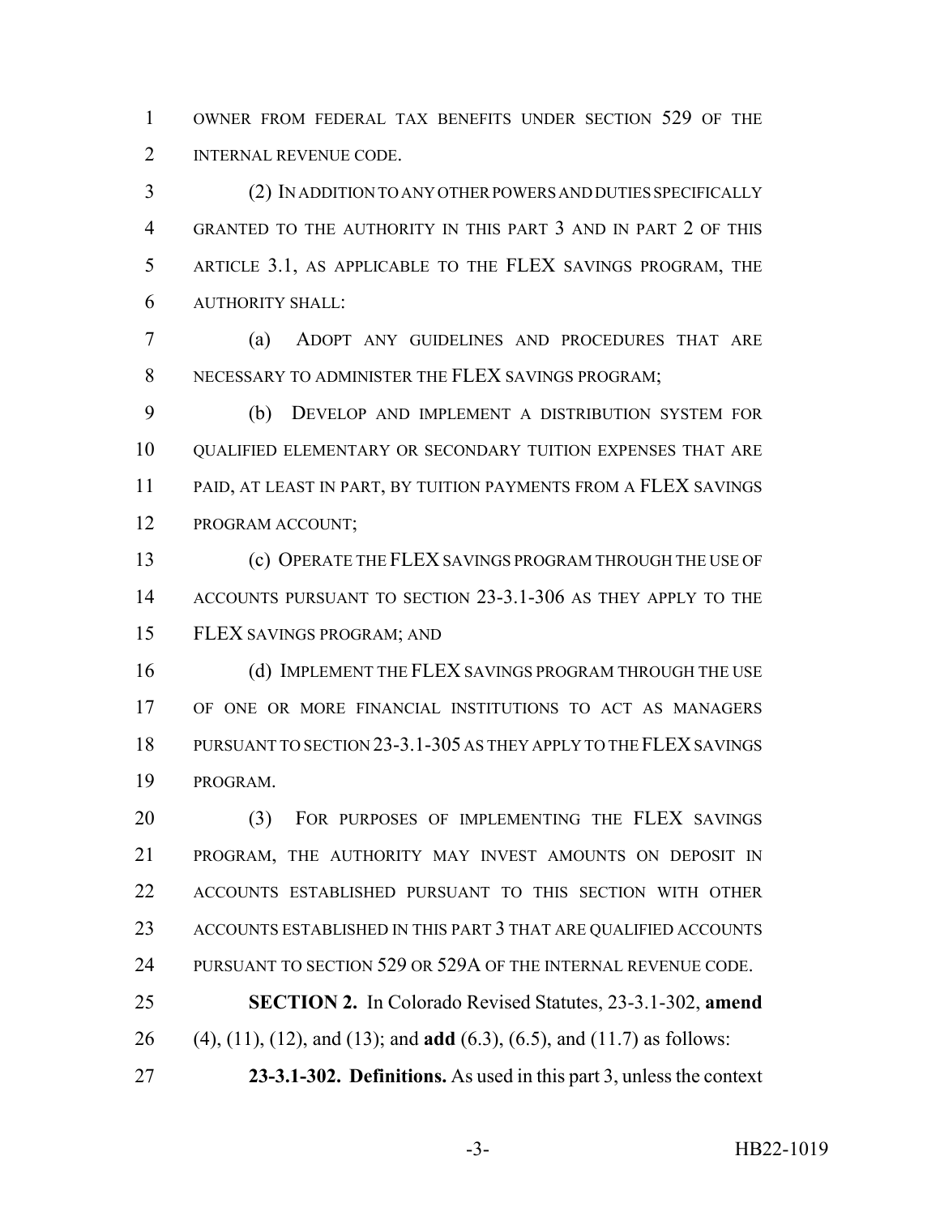OWNER FROM FEDERAL TAX BENEFITS UNDER SECTION 529 OF THE INTERNAL REVENUE CODE.

(2) IN ADDITION TO ANY OTHER POWERS AND DUTIES SPECIFICALLY GRANTED TO THE AUTHORITY IN THIS PART 3 AND IN PART 2 OF THIS ARTICLE 3.1, AS APPLICABLE TO THE FLEX SAVINGS PROGRAM, THE AUTHORITY SHALL:

(a) ADOPT ANY GUIDELINES AND PROCEDURES THAT ARE NECESSARY TO ADMINISTER THE FLEX SAVINGS PROGRAM;

(b) DEVELOP AND IMPLEMENT A DISTRIBUTION SYSTEM FOR QUALIFIED ELEMENTARY OR SECONDARY TUITION EXPENSES THAT ARE PAID, AT LEAST IN PART, BY TUITION PAYMENTS FROM A FLEX SAVINGS PROGRAM ACCOUNT;

(c) OPERATE THE FLEX SAVINGS PROGRAM THROUGH THE USE OF ACCOUNTS PURSUANT TO SECTION 23-3.1-306 AS THEY APPLY TO THE FLEX SAVINGS PROGRAM; AND

(d) IMPLEMENT THE FLEX SAVINGS PROGRAM THROUGH THE USE OF ONE OR MORE FINANCIAL INSTITUTIONS TO ACT AS MANAGERS PURSUANT TO SECTION 23-3.1-305 AS THEY APPLY TO THE FLEX SAVINGS PROGRAM.

(3) FOR PURPOSES OF IMPLEMENTING THE FLEX SAVINGS PROGRAM, THE AUTHORITY MAY INVEST AMOUNTS ON DEPOSIT IN ACCOUNTS ESTABLISHED PURSUANT TO THIS SECTION WITH OTHER ACCOUNTS ESTABLISHED IN THIS PART 3 THAT ARE QUALIFIED ACCOUNTS PURSUANT TO SECTION 529 OR 529A OF THE INTERNAL REVENUE CODE.

**SECTION 2.** In Colorado Revised Statutes, 23-3.1-302, **amend** (4), (11), (12), and (13); and **add** (6.3), (6.5), and (11.7) as follows:

**23-3.1-302. Definitions.** As used in this part 3, unless the context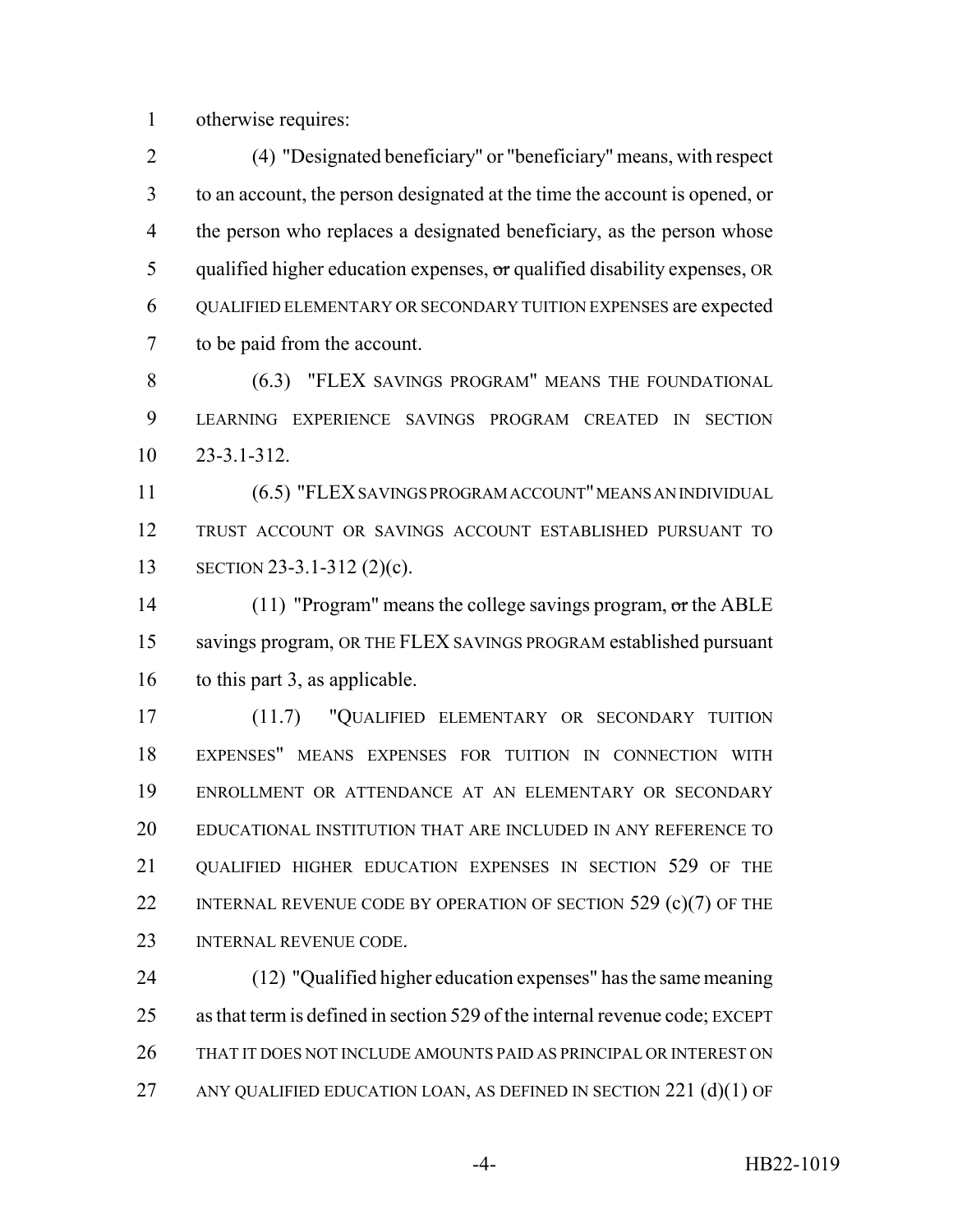otherwise requires:

(4) "Designated beneficiary" or "beneficiary" means, with respect to an account, the person designated at the time the account is opened, or the person who replaces a designated beneficiary, as the person whose qualified higher education expenses, ~~or~~ qualified disability expenses, OR QUALIFIED ELEMENTARY OR SECONDARY TUITION EXPENSES are expected to be paid from the account.

(6.3) "FLEX SAVINGS PROGRAM" MEANS THE FOUNDATIONAL LEARNING EXPERIENCE SAVINGS PROGRAM CREATED IN SECTION 23-3.1-312.

(6.5) "FLEX SAVINGS PROGRAM ACCOUNT" MEANS AN INDIVIDUAL TRUST ACCOUNT OR SAVINGS ACCOUNT ESTABLISHED PURSUANT TO SECTION 23-3.1-312 (2)(c).

(11) "Program" means the college savings program, ~~or~~ the ABLE savings program, OR THE FLEX SAVINGS PROGRAM established pursuant to this part 3, as applicable.

(11.7) "QUALIFIED ELEMENTARY OR SECONDARY TUITION EXPENSES" MEANS EXPENSES FOR TUITION IN CONNECTION WITH ENROLLMENT OR ATTENDANCE AT AN ELEMENTARY OR SECONDARY EDUCATIONAL INSTITUTION THAT ARE INCLUDED IN ANY REFERENCE TO QUALIFIED HIGHER EDUCATION EXPENSES IN SECTION 529 OF THE INTERNAL REVENUE CODE BY OPERATION OF SECTION 529 (c)(7) OF THE INTERNAL REVENUE CODE.

(12) "Qualified higher education expenses" has the same meaning as that term is defined in section 529 of the internal revenue code; EXCEPT THAT IT DOES NOT INCLUDE AMOUNTS PAID AS PRINCIPAL OR INTEREST ON ANY QUALIFIED EDUCATION LOAN, AS DEFINED IN SECTION 221 (d)(1) OF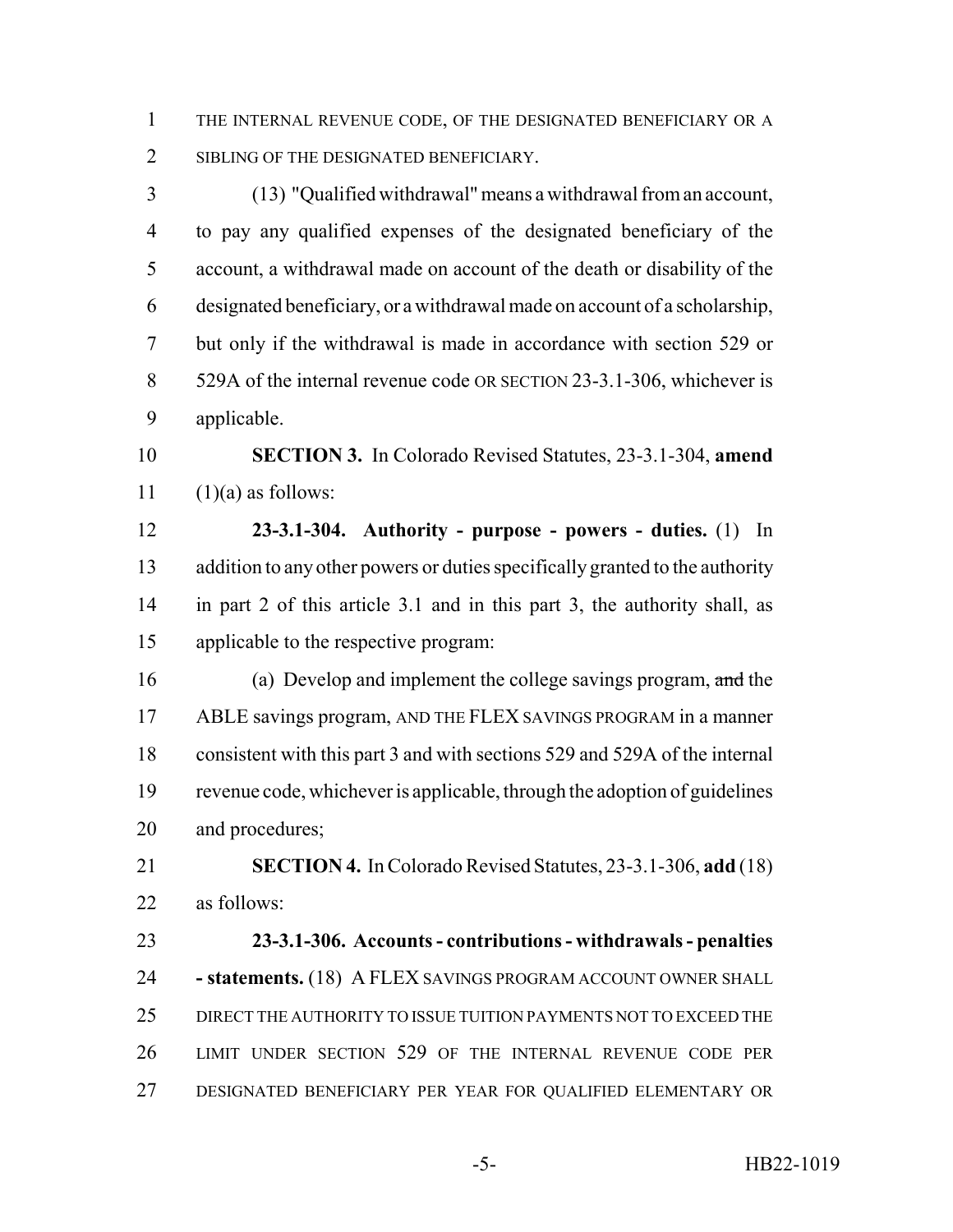THE INTERNAL REVENUE CODE, OF THE DESIGNATED BENEFICIARY OR A SIBLING OF THE DESIGNATED BENEFICIARY.

(13) "Qualified withdrawal" means a withdrawal from an account, to pay any qualified expenses of the designated beneficiary of the account, a withdrawal made on account of the death or disability of the designated beneficiary, or a withdrawal made on account of a scholarship, but only if the withdrawal is made in accordance with section 529 or 529A of the internal revenue code OR SECTION 23-3.1-306, whichever is applicable.

**SECTION 3.** In Colorado Revised Statutes, 23-3.1-304, **amend** (1)(a) as follows:

**23-3.1-304. Authority - purpose - powers - duties.** (1) In addition to any other powers or duties specifically granted to the authority in part 2 of this article 3.1 and in this part 3, the authority shall, as applicable to the respective program:

(a) Develop and implement the college savings program, ~~and~~ the ABLE savings program, AND THE FLEX SAVINGS PROGRAM in a manner consistent with this part 3 and with sections 529 and 529A of the internal revenue code, whichever is applicable, through the adoption of guidelines and procedures;

**SECTION 4.** In Colorado Revised Statutes, 23-3.1-306, **add** (18) as follows:

**23-3.1-306. Accounts - contributions - withdrawals - penalties - statements.** (18) A FLEX SAVINGS PROGRAM ACCOUNT OWNER SHALL DIRECT THE AUTHORITY TO ISSUE TUITION PAYMENTS NOT TO EXCEED THE LIMIT UNDER SECTION 529 OF THE INTERNAL REVENUE CODE PER DESIGNATED BENEFICIARY PER YEAR FOR QUALIFIED ELEMENTARY OR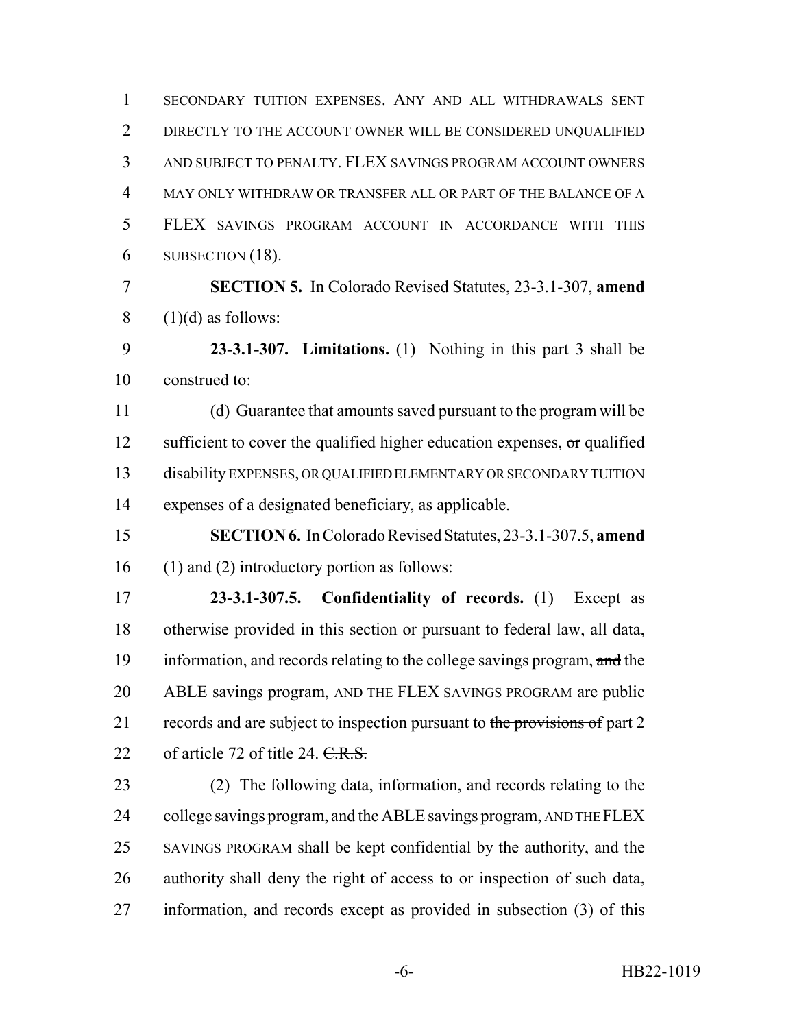SECONDARY TUITION EXPENSES. ANY AND ALL WITHDRAWALS SENT DIRECTLY TO THE ACCOUNT OWNER WILL BE CONSIDERED UNQUALIFIED AND SUBJECT TO PENALTY. FLEX SAVINGS PROGRAM ACCOUNT OWNERS MAY ONLY WITHDRAW OR TRANSFER ALL OR PART OF THE BALANCE OF A FLEX SAVINGS PROGRAM ACCOUNT IN ACCORDANCE WITH THIS SUBSECTION (18).

**SECTION 5.** In Colorado Revised Statutes, 23-3.1-307, **amend** (1)(d) as follows:

**23-3.1-307. Limitations.** (1) Nothing in this part 3 shall be construed to:

(d) Guarantee that amounts saved pursuant to the program will be sufficient to cover the qualified higher education expenses, ~~or~~ qualified disability EXPENSES, OR QUALIFIED ELEMENTARY OR SECONDARY TUITION expenses of a designated beneficiary, as applicable.

**SECTION 6.** In Colorado Revised Statutes, 23-3.1-307.5, **amend** (1) and (2) introductory portion as follows:

**23-3.1-307.5. Confidentiality of records.** (1) Except as otherwise provided in this section or pursuant to federal law, all data, information, and records relating to the college savings program, ~~and~~ the ABLE savings program, AND THE FLEX SAVINGS PROGRAM are public records and are subject to inspection pursuant to ~~the provisions of~~ part 2 of article 72 of title 24. ~~C.R.S.~~

(2) The following data, information, and records relating to the college savings program, ~~and~~ the ABLE savings program, AND THE FLEX SAVINGS PROGRAM shall be kept confidential by the authority, and the authority shall deny the right of access to or inspection of such data, information, and records except as provided in subsection (3) of this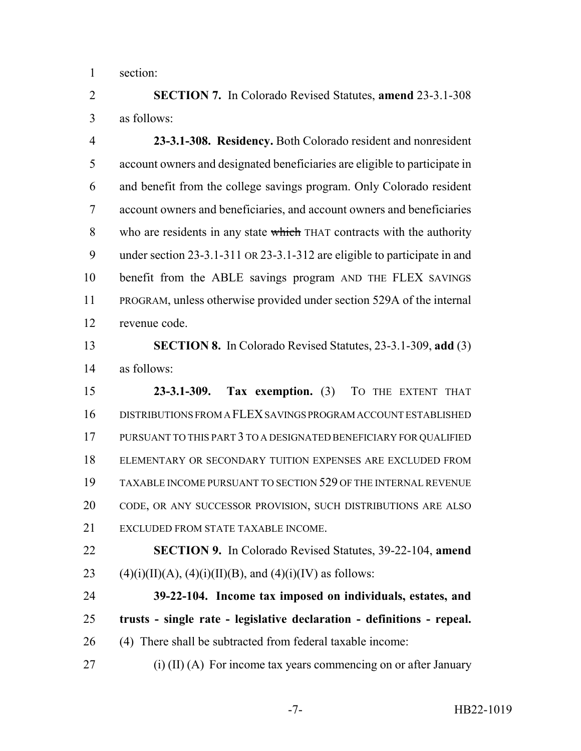section:

**SECTION 7.** In Colorado Revised Statutes, **amend** 23-3.1-308 as follows:

**23-3.1-308. Residency.** Both Colorado resident and nonresident account owners and designated beneficiaries are eligible to participate in and benefit from the college savings program. Only Colorado resident account owners and beneficiaries, and account owners and beneficiaries who are residents in any state ~~which~~ THAT contracts with the authority under section 23-3.1-311 OR 23-3.1-312 are eligible to participate in and benefit from the ABLE savings program AND THE FLEX SAVINGS PROGRAM, unless otherwise provided under section 529A of the internal revenue code.

**SECTION 8.** In Colorado Revised Statutes, 23-3.1-309, **add** (3) as follows:

**23-3.1-309. Tax exemption.** (3) TO THE EXTENT THAT DISTRIBUTIONS FROM A FLEX SAVINGS PROGRAM ACCOUNT ESTABLISHED PURSUANT TO THIS PART 3 TO A DESIGNATED BENEFICIARY FOR QUALIFIED ELEMENTARY OR SECONDARY TUITION EXPENSES ARE EXCLUDED FROM TAXABLE INCOME PURSUANT TO SECTION 529 OF THE INTERNAL REVENUE CODE, OR ANY SUCCESSOR PROVISION, SUCH DISTRIBUTIONS ARE ALSO EXCLUDED FROM STATE TAXABLE INCOME.

**SECTION 9.** In Colorado Revised Statutes, 39-22-104, **amend** (4)(i)(II)(A), (4)(i)(II)(B), and (4)(i)(IV) as follows:

**39-22-104. Income tax imposed on individuals, estates, and trusts - single rate - legislative declaration - definitions - repeal.** (4) There shall be subtracted from federal taxable income:

(i) (II) (A) For income tax years commencing on or after January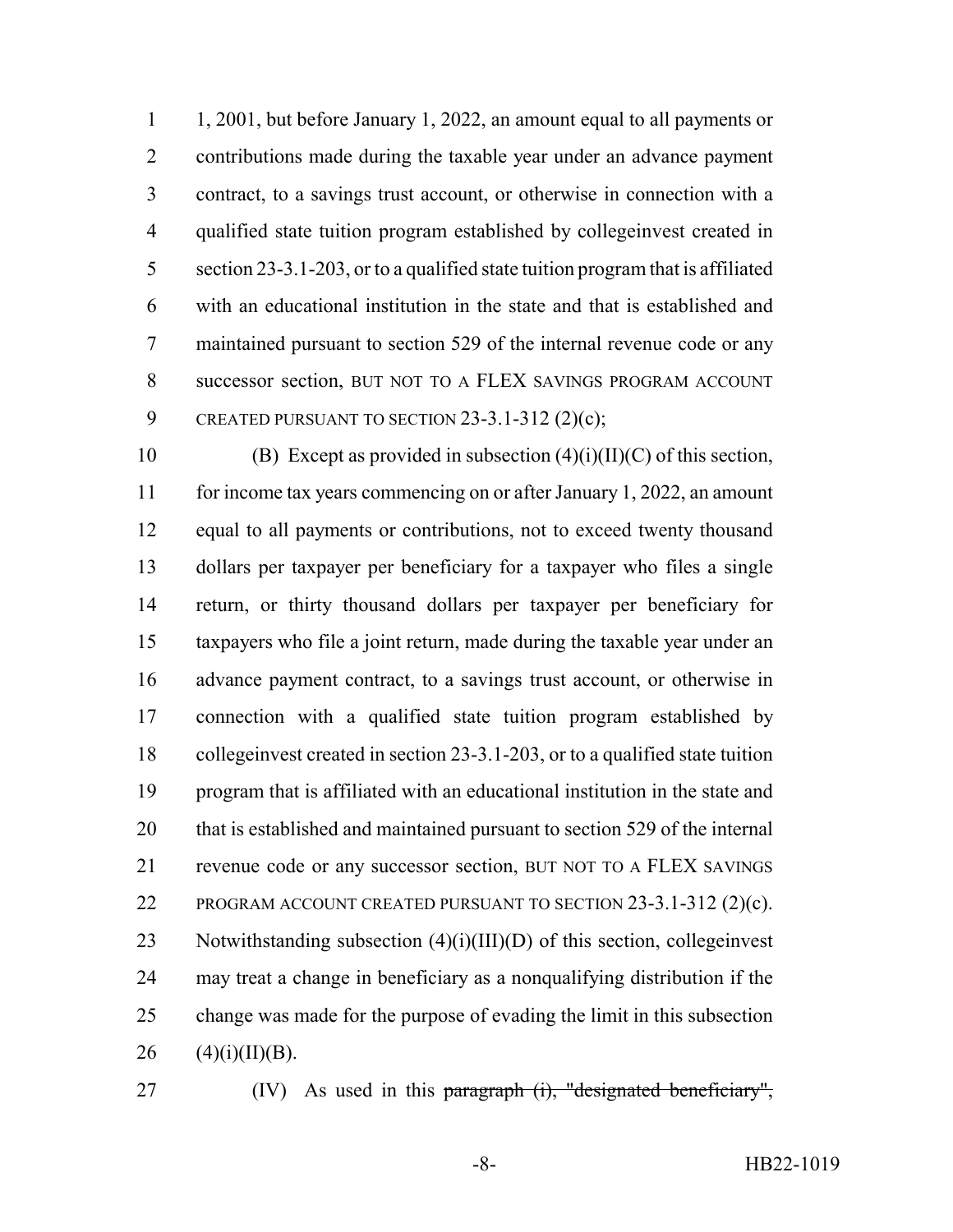1, 2001, but before January 1, 2022, an amount equal to all payments or contributions made during the taxable year under an advance payment contract, to a savings trust account, or otherwise in connection with a qualified state tuition program established by collegeinvest created in section 23-3.1-203, or to a qualified state tuition program that is affiliated with an educational institution in the state and that is established and maintained pursuant to section 529 of the internal revenue code or any successor section, BUT NOT TO A FLEX SAVINGS PROGRAM ACCOUNT CREATED PURSUANT TO SECTION 23-3.1-312 (2)(c);

(B) Except as provided in subsection (4)(i)(II)(C) of this section, for income tax years commencing on or after January 1, 2022, an amount equal to all payments or contributions, not to exceed twenty thousand dollars per taxpayer per beneficiary for a taxpayer who files a single return, or thirty thousand dollars per taxpayer per beneficiary for taxpayers who file a joint return, made during the taxable year under an advance payment contract, to a savings trust account, or otherwise in connection with a qualified state tuition program established by collegeinvest created in section 23-3.1-203, or to a qualified state tuition program that is affiliated with an educational institution in the state and that is established and maintained pursuant to section 529 of the internal revenue code or any successor section, BUT NOT TO A FLEX SAVINGS PROGRAM ACCOUNT CREATED PURSUANT TO SECTION 23-3.1-312 (2)(c). Notwithstanding subsection (4)(i)(III)(D) of this section, collegeinvest may treat a change in beneficiary as a nonqualifying distribution if the change was made for the purpose of evading the limit in this subsection (4)(i)(II)(B).

(IV) As used in this ~~paragraph (i), "designated beneficiary",~~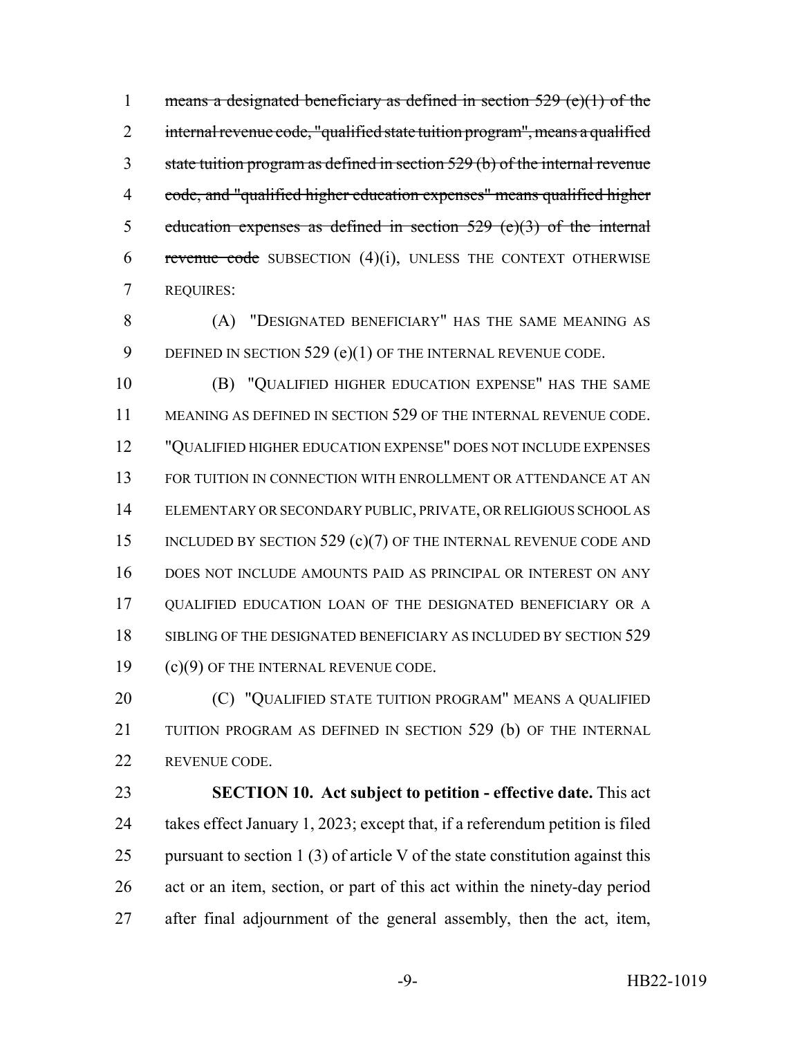~~means a designated beneficiary as defined in section 529 (e)(1) of the internal revenue code, "qualified state tuition program", means a qualified state tuition program as defined in section 529 (b) of the internal revenue code, and "qualified higher education expenses" means qualified higher education expenses as defined in section 529 (e)(3) of the internal revenue code~~ SUBSECTION (4)(i), UNLESS THE CONTEXT OTHERWISE REQUIRES:

(A) "DESIGNATED BENEFICIARY" HAS THE SAME MEANING AS DEFINED IN SECTION 529 (e)(1) OF THE INTERNAL REVENUE CODE.

(B) "QUALIFIED HIGHER EDUCATION EXPENSE" HAS THE SAME MEANING AS DEFINED IN SECTION 529 OF THE INTERNAL REVENUE CODE. "QUALIFIED HIGHER EDUCATION EXPENSE" DOES NOT INCLUDE EXPENSES FOR TUITION IN CONNECTION WITH ENROLLMENT OR ATTENDANCE AT AN ELEMENTARY OR SECONDARY PUBLIC, PRIVATE, OR RELIGIOUS SCHOOL AS INCLUDED BY SECTION 529 (c)(7) OF THE INTERNAL REVENUE CODE AND DOES NOT INCLUDE AMOUNTS PAID AS PRINCIPAL OR INTEREST ON ANY QUALIFIED EDUCATION LOAN OF THE DESIGNATED BENEFICIARY OR A SIBLING OF THE DESIGNATED BENEFICIARY AS INCLUDED BY SECTION 529 (c)(9) OF THE INTERNAL REVENUE CODE.

(C) "QUALIFIED STATE TUITION PROGRAM" MEANS A QUALIFIED TUITION PROGRAM AS DEFINED IN SECTION 529 (b) OF THE INTERNAL REVENUE CODE.

**SECTION 10. Act subject to petition - effective date.** This act takes effect January 1, 2023; except that, if a referendum petition is filed pursuant to section 1 (3) of article V of the state constitution against this act or an item, section, or part of this act within the ninety-day period after final adjournment of the general assembly, then the act, item,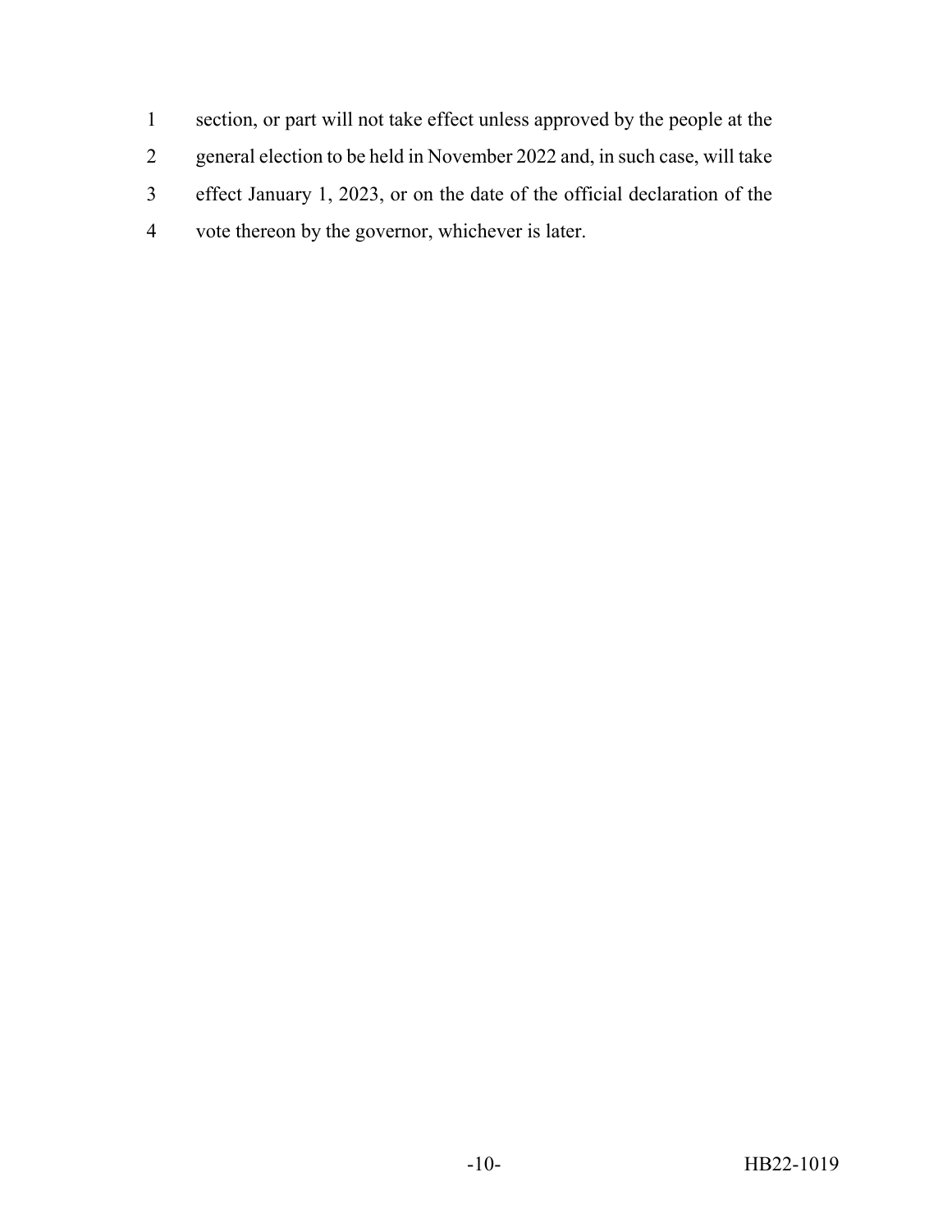section, or part will not take effect unless approved by the people at the general election to be held in November 2022 and, in such case, will take effect January 1, 2023, or on the date of the official declaration of the vote thereon by the governor, whichever is later.